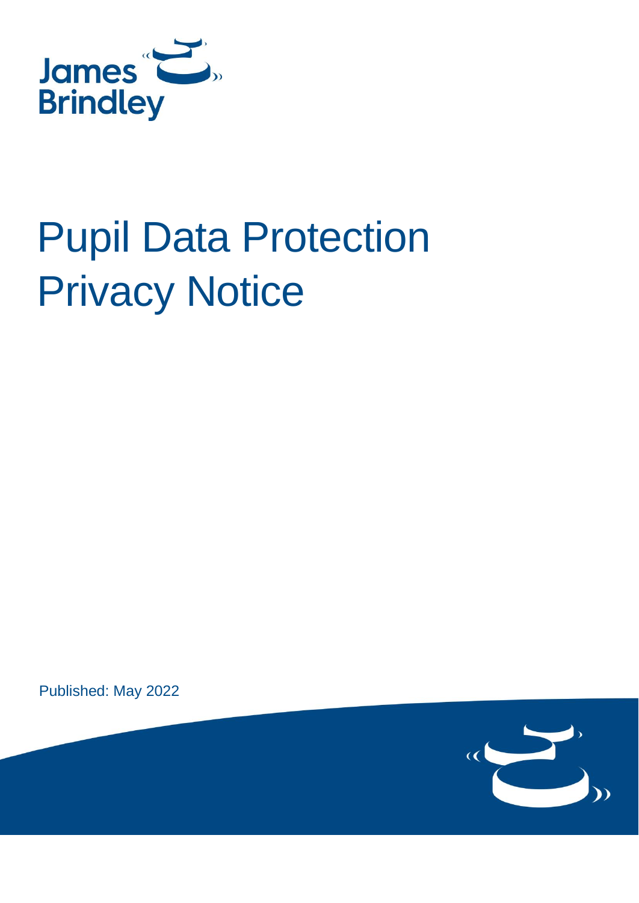James Brindley

# Pupil Data Protection Privacy Notice

Published: May 2022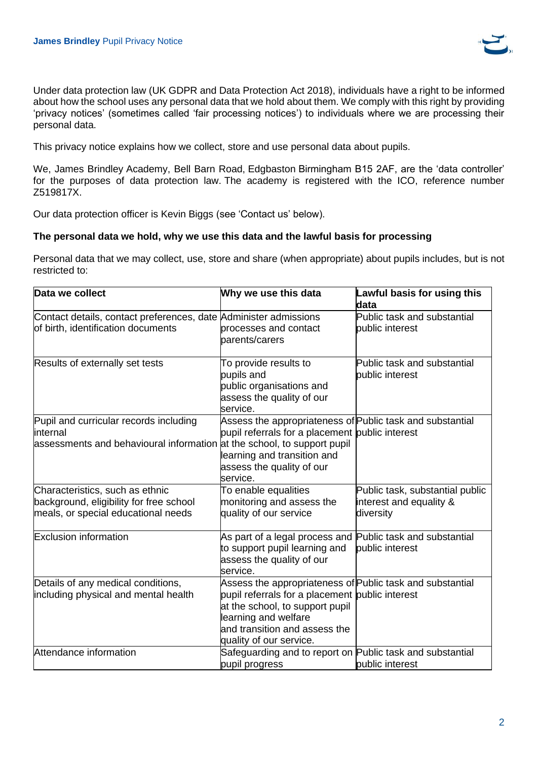Under data protection law (UK GDPR and Data Protection Act 2018), individuals have a right to be informed about how the school uses any personal data that we hold about them. We comply with this right by providing 'privacy notices' (sometimes called 'fair processing notices') to individuals where we are processing their personal data.

This privacy notice explains how we collect, store and use personal data about pupils.

We, James Brindley Academy, Bell Barn Road, Edgbaston Birmingham B15 2AF, are the 'data controller' for the purposes of data protection law. The academy is registered with the ICO, reference number Z519817X.

Our data protection officer is Kevin Biggs (see 'Contact us' below).

**The personal data we hold, why we use this data and the lawful basis for processing**

Personal data that we may collect, use, store and share (when appropriate) about pupils includes, but is not restricted to:

| Data we collect | Why we use this data | Lawful basis for using this data |
|---|---|---|
| Contact details, contact preferences, date of birth, identification documents | Administer admissions processes and contact parents/carers | Public task and substantial public interest |
| Results of externally set tests | To provide results to pupils and public organisations and assess the quality of our service. | Public task and substantial public interest |
| Pupil and curricular records including internal assessments and behavioural information | Assess the appropriateness of pupil referrals for a placement at the school, to support pupil learning and transition and assess the quality of our service. | Public task and substantial public interest |
| Characteristics, such as ethnic background, eligibility for free school meals, or special educational needs | To enable equalities monitoring and assess the quality of our service | Public task, substantial public interest and equality & diversity |
| Exclusion information | As part of a legal process and to support pupil learning and assess the quality of our service. | Public task and substantial public interest |
| Details of any medical conditions, including physical and mental health | Assess the appropriateness of pupil referrals for a placement at the school, to support pupil learning and welfare and transition and assess the quality of our service. | Public task and substantial public interest |
| Attendance information | Safeguarding and to report on pupil progress | Public task and substantial public interest |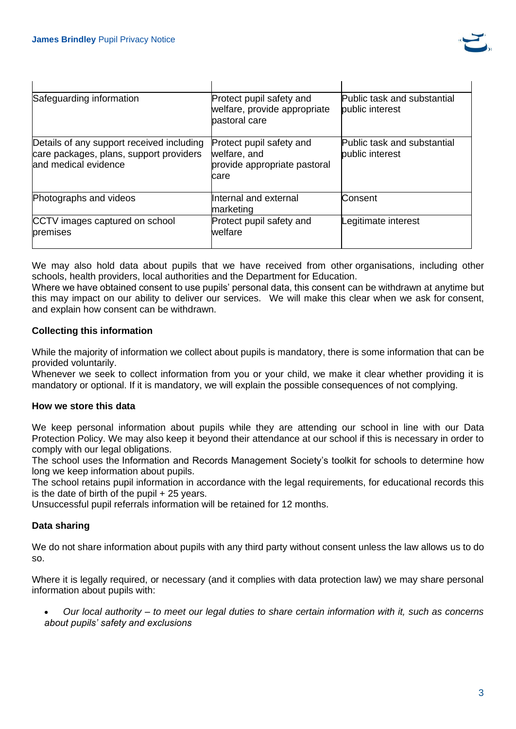| | | |
|---|---|---|
| Safeguarding information | Protect pupil safety and welfare, provide appropriate pastoral care | Public task and substantial public interest |
| Details of any support received including care packages, plans, support providers and medical evidence | Protect pupil safety and welfare, and provide appropriate pastoral care | Public task and substantial public interest |
| Photographs and videos | Internal and external marketing | Consent |
| CCTV images captured on school premises | Protect pupil safety and welfare | Legitimate interest |

We may also hold data about pupils that we have received from other organisations, including other schools, health providers, local authorities and the Department for Education.
Where we have obtained consent to use pupils' personal data, this consent can be withdrawn at anytime but this may impact on our ability to deliver our services. We will make this clear when we ask for consent, and explain how consent can be withdrawn.

**Collecting this information**

While the majority of information we collect about pupils is mandatory, there is some information that can be provided voluntarily.
Whenever we seek to collect information from you or your child, we make it clear whether providing it is mandatory or optional. If it is mandatory, we will explain the possible consequences of not complying.

**How we store this data**

We keep personal information about pupils while they are attending our school in line with our Data Protection Policy. We may also keep it beyond their attendance at our school if this is necessary in order to comply with our legal obligations.
The school uses the Information and Records Management Society's toolkit for schools to determine how long we keep information about pupils.
The school retains pupil information in accordance with the legal requirements, for educational records this is the date of birth of the pupil + 25 years.
Unsuccessful pupil referrals information will be retained for 12 months.

**Data sharing**

We do not share information about pupils with any third party without consent unless the law allows us to do so.

Where it is legally required, or necessary (and it complies with data protection law) we may share personal information about pupils with:

- *Our local authority – to meet our legal duties to share certain information with it, such as concerns about pupils' safety and exclusions*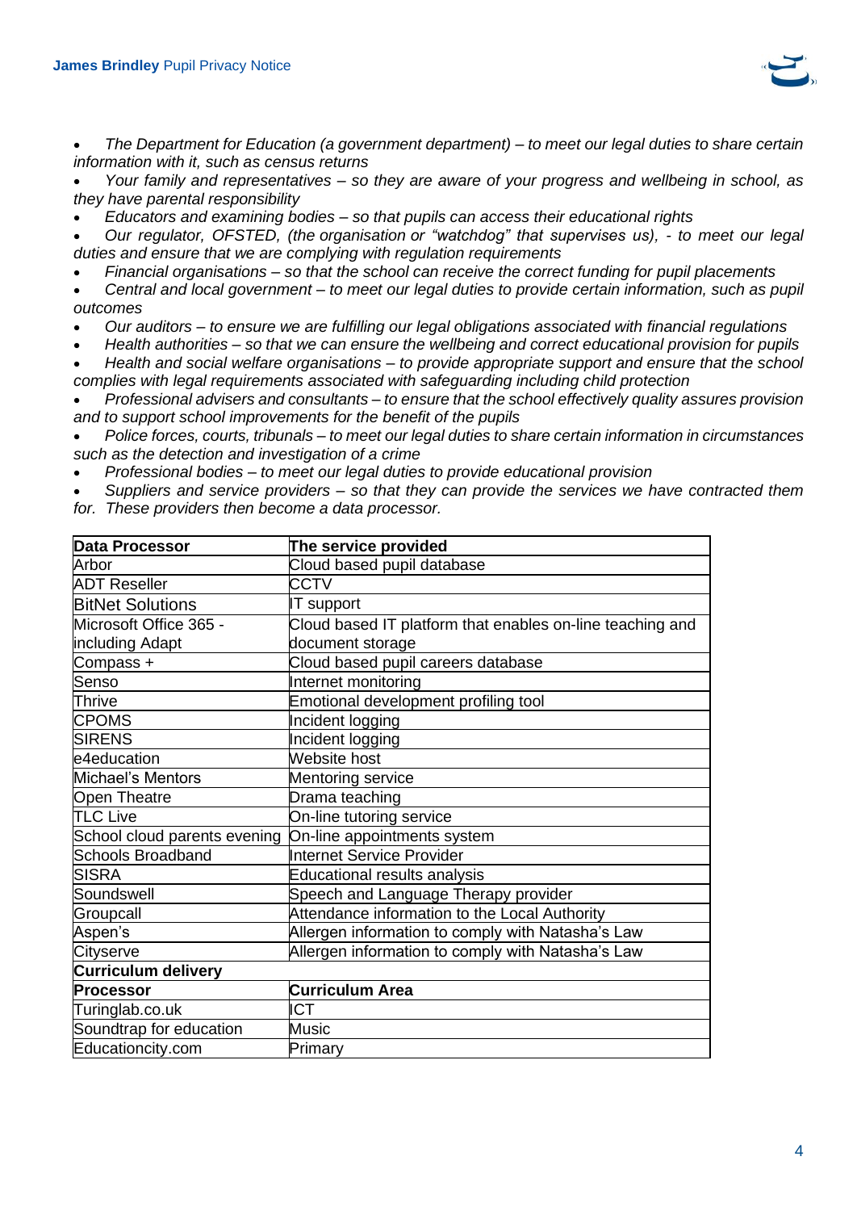- *The Department for Education (a government department) – to meet our legal duties to share certain information with it, such as census returns*
- *Your family and representatives – so they are aware of your progress and wellbeing in school, as they have parental responsibility*
- *Educators and examining bodies – so that pupils can access their educational rights*
- *Our regulator, OFSTED, (the organisation or "watchdog" that supervises us), - to meet our legal duties and ensure that we are complying with regulation requirements*
- *Financial organisations – so that the school can receive the correct funding for pupil placements*
- *Central and local government – to meet our legal duties to provide certain information, such as pupil outcomes*
- *Our auditors – to ensure we are fulfilling our legal obligations associated with financial regulations*
- *Health authorities – so that we can ensure the wellbeing and correct educational provision for pupils*
- *Health and social welfare organisations – to provide appropriate support and ensure that the school complies with legal requirements associated with safeguarding including child protection*
- *Professional advisers and consultants – to ensure that the school effectively quality assures provision and to support school improvements for the benefit of the pupils*
- *Police forces, courts, tribunals – to meet our legal duties to share certain information in circumstances such as the detection and investigation of a crime*
- *Professional bodies – to meet our legal duties to provide educational provision*
- *Suppliers and service providers – so that they can provide the services we have contracted them for. These providers then become a data processor.*

| **Data Processor** | **The service provided** |
|---|---|
| Arbor | Cloud based pupil database |
| ADT Reseller | CCTV |
| BitNet Solutions | IT support |
| Microsoft Office 365 - including Adapt | Cloud based IT platform that enables on-line teaching and document storage |
| Compass + | Cloud based pupil careers database |
| Senso | Internet monitoring |
| Thrive | Emotional development profiling tool |
| CPOMS | Incident logging |
| SIRENS | Incident logging |
| e4education | Website host |
| Michael's Mentors | Mentoring service |
| Open Theatre | Drama teaching |
| TLC Live | On-line tutoring service |
| School cloud parents evening | On-line appointments system |
| Schools Broadband | Internet Service Provider |
| SISRA | Educational results analysis |
| Soundswell | Speech and Language Therapy provider |
| Groupcall | Attendance information to the Local Authority |
| Aspen's | Allergen information to comply with Natasha's Law |
| Cityserve | Allergen information to comply with Natasha's Law |
| **Curriculum delivery** | |
| **Processor** | **Curriculum Area** |
| Turinglab.co.uk | ICT |
| Soundtrap for education | Music |
| Educationcity.com | Primary |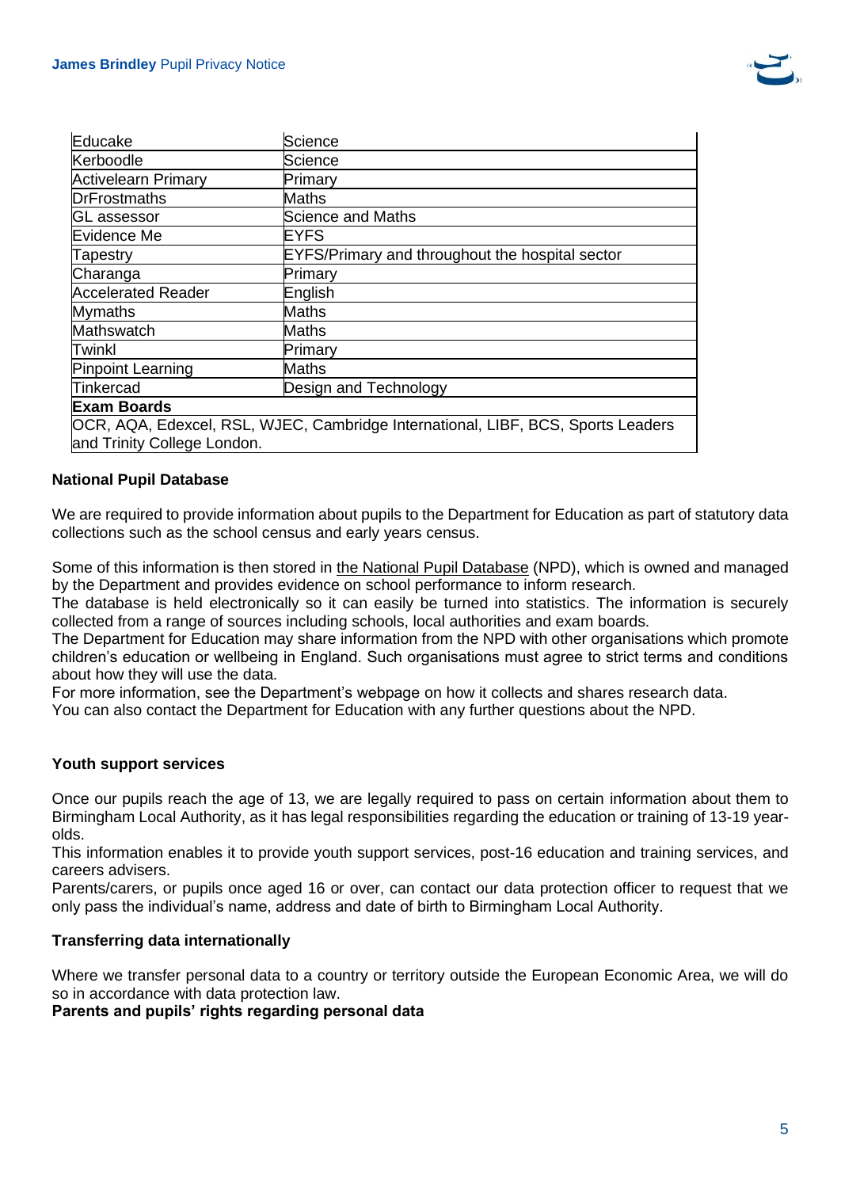| | |
|---|---|
| Educake | Science |
| Kerboodle | Science |
| Activelearn Primary | Primary |
| DrFrostmaths | Maths |
| GL assessor | Science and Maths |
| Evidence Me | EYFS |
| Tapestry | EYFS/Primary and throughout the hospital sector |
| Charanga | Primary |
| Accelerated Reader | English |
| Mymaths | Maths |
| Mathswatch | Maths |
| Twinkl | Primary |
| Pinpoint Learning | Maths |
| Tinkercad | Design and Technology |
| **Exam Boards** | |
| OCR, AQA, Edexcel, RSL, WJEC, Cambridge International, LIBF, BCS, Sports Leaders and Trinity College London. | |

**National Pupil Database**

We are required to provide information about pupils to the Department for Education as part of statutory data collections such as the school census and early years census.

Some of this information is then stored in the National Pupil Database (NPD), which is owned and managed by the Department and provides evidence on school performance to inform research.
The database is held electronically so it can easily be turned into statistics. The information is securely collected from a range of sources including schools, local authorities and exam boards.
The Department for Education may share information from the NPD with other organisations which promote children's education or wellbeing in England. Such organisations must agree to strict terms and conditions about how they will use the data.
For more information, see the Department's webpage on how it collects and shares research data.
You can also contact the Department for Education with any further questions about the NPD.

**Youth support services**

Once our pupils reach the age of 13, we are legally required to pass on certain information about them to Birmingham Local Authority, as it has legal responsibilities regarding the education or training of 13-19 year-olds.
This information enables it to provide youth support services, post-16 education and training services, and careers advisers.
Parents/carers, or pupils once aged 16 or over, can contact our data protection officer to request that we only pass the individual's name, address and date of birth to Birmingham Local Authority.

**Transferring data internationally**

Where we transfer personal data to a country or territory outside the European Economic Area, we will do so in accordance with data protection law.

**Parents and pupils' rights regarding personal data**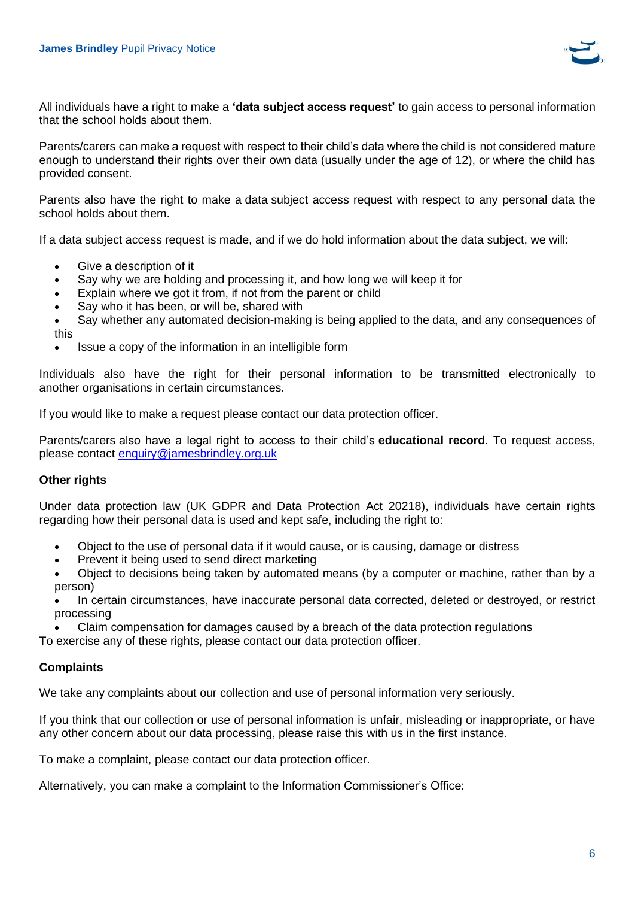All individuals have a right to make a **'data subject access request'** to gain access to personal information that the school holds about them.

Parents/carers can make a request with respect to their child's data where the child is not considered mature enough to understand their rights over their own data (usually under the age of 12), or where the child has provided consent.

Parents also have the right to make a data subject access request with respect to any personal data the school holds about them.

If a data subject access request is made, and if we do hold information about the data subject, we will:

- Give a description of it
- Say why we are holding and processing it, and how long we will keep it for
- Explain where we got it from, if not from the parent or child
- Say who it has been, or will be, shared with
- Say whether any automated decision-making is being applied to the data, and any consequences of this
- Issue a copy of the information in an intelligible form

Individuals also have the right for their personal information to be transmitted electronically to another organisations in certain circumstances.

If you would like to make a request please contact our data protection officer.

Parents/carers also have a legal right to access to their child's **educational record**. To request access, please contact [enquiry@jamesbrindley.org.uk](mailto:enquiry@jamesbrindley.org.uk)

#### Other rights

Under data protection law (UK GDPR and Data Protection Act 20218), individuals have certain rights regarding how their personal data is used and kept safe, including the right to:

- Object to the use of personal data if it would cause, or is causing, damage or distress
- Prevent it being used to send direct marketing
- Object to decisions being taken by automated means (by a computer or machine, rather than by a person)
- In certain circumstances, have inaccurate personal data corrected, deleted or destroyed, or restrict processing
- Claim compensation for damages caused by a breach of the data protection regulations

To exercise any of these rights, please contact our data protection officer.

#### Complaints

We take any complaints about our collection and use of personal information very seriously.

If you think that our collection or use of personal information is unfair, misleading or inappropriate, or have any other concern about our data processing, please raise this with us in the first instance.

To make a complaint, please contact our data protection officer.

Alternatively, you can make a complaint to the Information Commissioner's Office: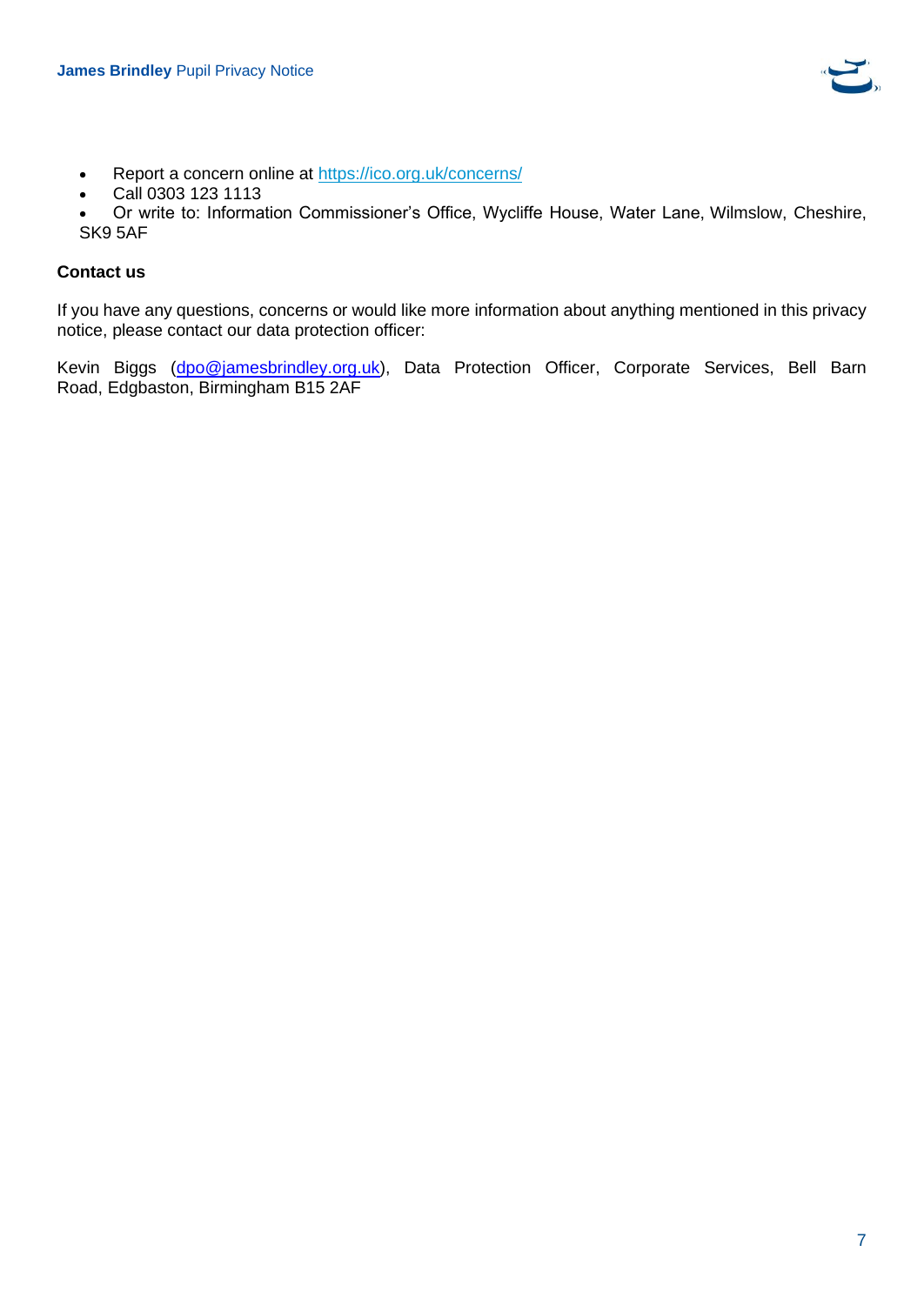- Report a concern online at https://ico.org.uk/concerns/
- Call 0303 123 1113
- Or write to: Information Commissioner's Office, Wycliffe House, Water Lane, Wilmslow, Cheshire, SK9 5AF

**Contact us**

If you have any questions, concerns or would like more information about anything mentioned in this privacy notice, please contact our data protection officer:

Kevin Biggs (dpo@jamesbrindley.org.uk), Data Protection Officer, Corporate Services, Bell Barn Road, Edgbaston, Birmingham B15 2AF